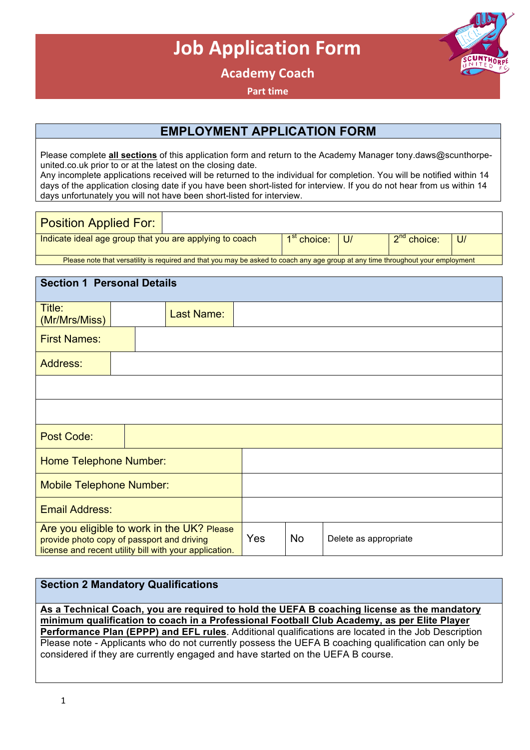# Job Application Form

## Academy Coach

**Part time**

## EMPLOYMENT APPLICATION FORM

Please complete **all sections** of this application form and return to the Academy Manager tony.daws@scunthorpe-united.co.uk prior to or at the latest on the closing date.
Any incomplete applications received will be returned to the individual for completion. You will be notified within 14 days of the application closing date if you have been short-listed for interview. If you do not hear from us within 14 days unfortunately you will not have been short-listed for interview.

| Position Applied For: | | | | |
|---|---|---|---|---|
| Indicate ideal age group that you are applying to coach | 1st choice: | U/ | 2nd choice: | U/ |

Please note that versatility is required and that you may be asked to coach any age group at any time throughout your employment

### Section 1 Personal Details

| Title: (Mr/Mrs/Miss) | | Last Name: | |
|---|---|---|---|
| First Names: | | | |
| Address: | | | |
| | | | |
| | | | |
| Post Code: | | | |

| Home Telephone Number: | | | |
|---|---|---|---|
| Mobile Telephone Number: | | | |
| Email Address: | | | |
| Are you eligible to work in the UK? Please provide photo copy of passport and driving license and recent utility bill with your application. | Yes | No | Delete as appropriate |

### Section 2 Mandatory Qualifications

**As a Technical Coach, you are required to hold the UEFA B coaching license as the mandatory minimum qualification to coach in a Professional Football Club Academy, as per Elite Player Performance Plan (EPPP) and EFL rules**. Additional qualifications are located in the Job Description
Please note - Applicants who do not currently possess the UEFA B coaching qualification can only be considered if they are currently engaged and have started on the UEFA B course.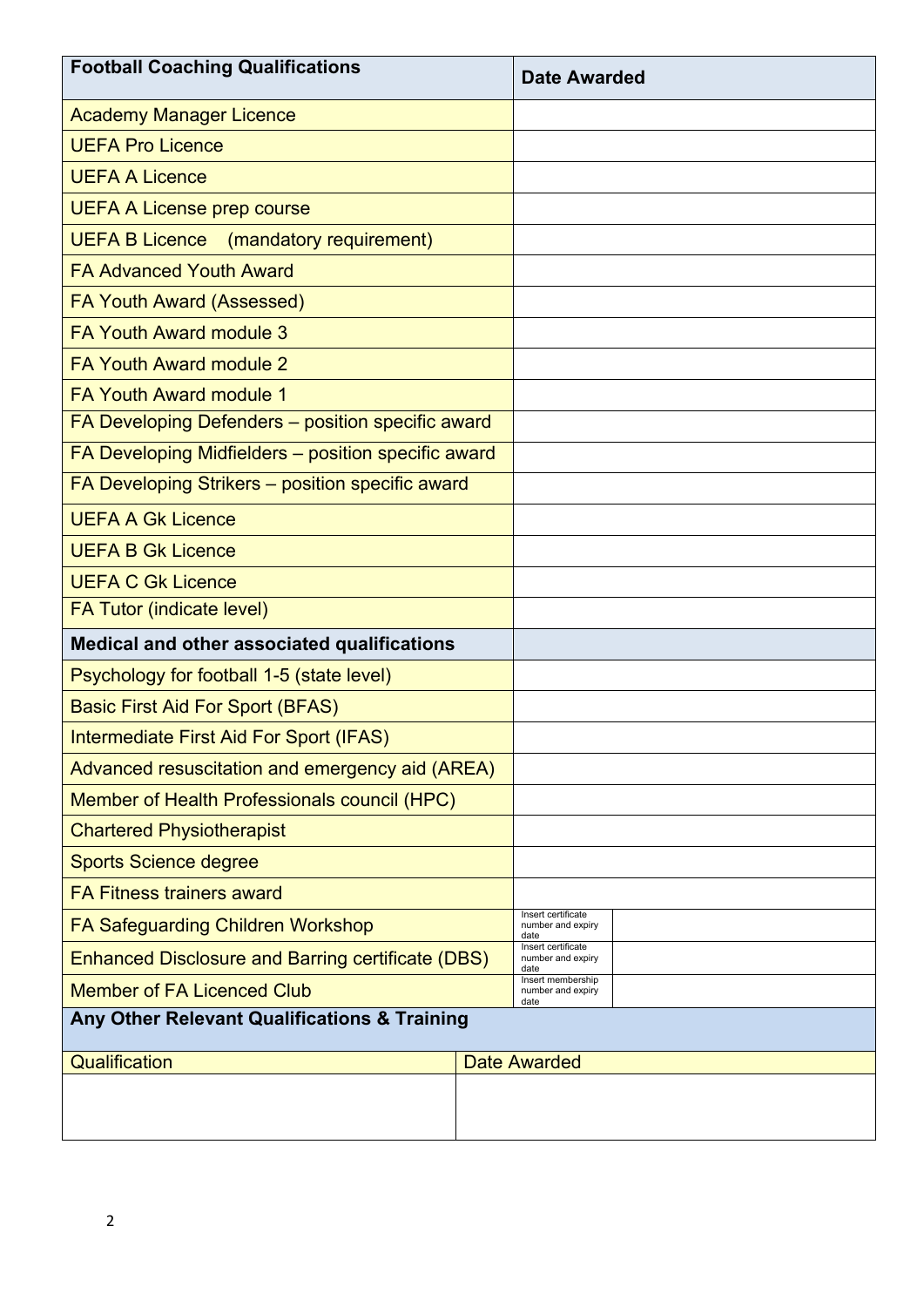| Football Coaching Qualifications | Date Awarded | |
|---|---|---|
| Academy Manager Licence | | |
| UEFA Pro Licence | | |
| UEFA A Licence | | |
| UEFA A License prep course | | |
| UEFA B Licence (mandatory requirement) | | |
| FA Advanced Youth Award | | |
| FA Youth Award (Assessed) | | |
| FA Youth Award module 3 | | |
| FA Youth Award module 2 | | |
| FA Youth Award module 1 | | |
| FA Developing Defenders – position specific award | | |
| FA Developing Midfielders – position specific award | | |
| FA Developing Strikers – position specific award | | |
| UEFA A Gk Licence | | |
| UEFA B Gk Licence | | |
| UEFA C Gk Licence | | |
| FA Tutor (indicate level) | | |
| **Medical and other associated qualifications** | | |
| Psychology for football 1-5 (state level) | | |
| Basic First Aid For Sport (BFAS) | | |
| Intermediate First Aid For Sport (IFAS) | | |
| Advanced resuscitation and emergency aid (AREA) | | |
| Member of Health Professionals council (HPC) | | |
| Chartered Physiotherapist | | |
| Sports Science degree | | |
| FA Fitness trainers award | | |
| FA Safeguarding Children Workshop | Insert certificate number and expiry date | |
| Enhanced Disclosure and Barring certificate (DBS) | Insert certificate number and expiry date | |
| Member of FA Licenced Club | Insert membership number and expiry date | |

**Any Other Relevant Qualifications & Training**

| Qualification | Date Awarded |
|---|---|
| | |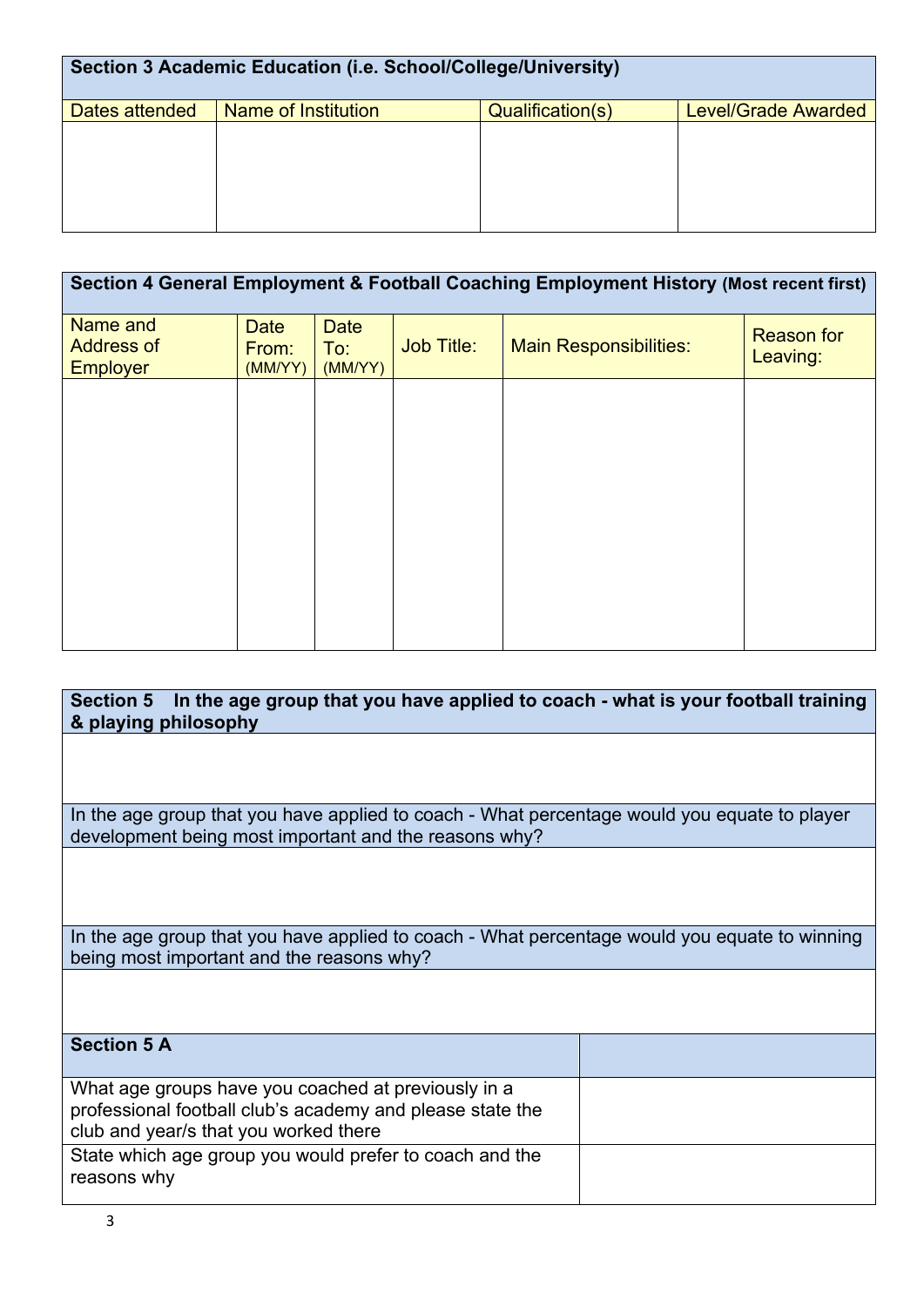| Section 3 Academic Education (i.e. School/College/University) | | | |
|---|---|---|---|
| Dates attended | Name of Institution | Qualification(s) | Level/Grade Awarded |
| | | | |

| Section 4 General Employment & Football Coaching Employment History (Most recent first) | | | | | |
|---|---|---|---|---|---|
| Name and Address of Employer | Date From: (MM/YY) | Date To: (MM/YY) | Job Title: | Main Responsibilities: | Reason for Leaving: |
| | | | | | |

| Section 5 In the age group that you have applied to coach - what is your football training & playing philosophy |
|---|
| |
| In the age group that you have applied to coach - What percentage would you equate to player development being most important and the reasons why? |
| |
| In the age group that you have applied to coach - What percentage would you equate to winning being most important and the reasons why? |
| |

| Section 5 A | |
|---|---|
| What age groups have you coached at previously in a professional football club's academy and please state the club and year/s that you worked there | |
| State which age group you would prefer to coach and the reasons why | |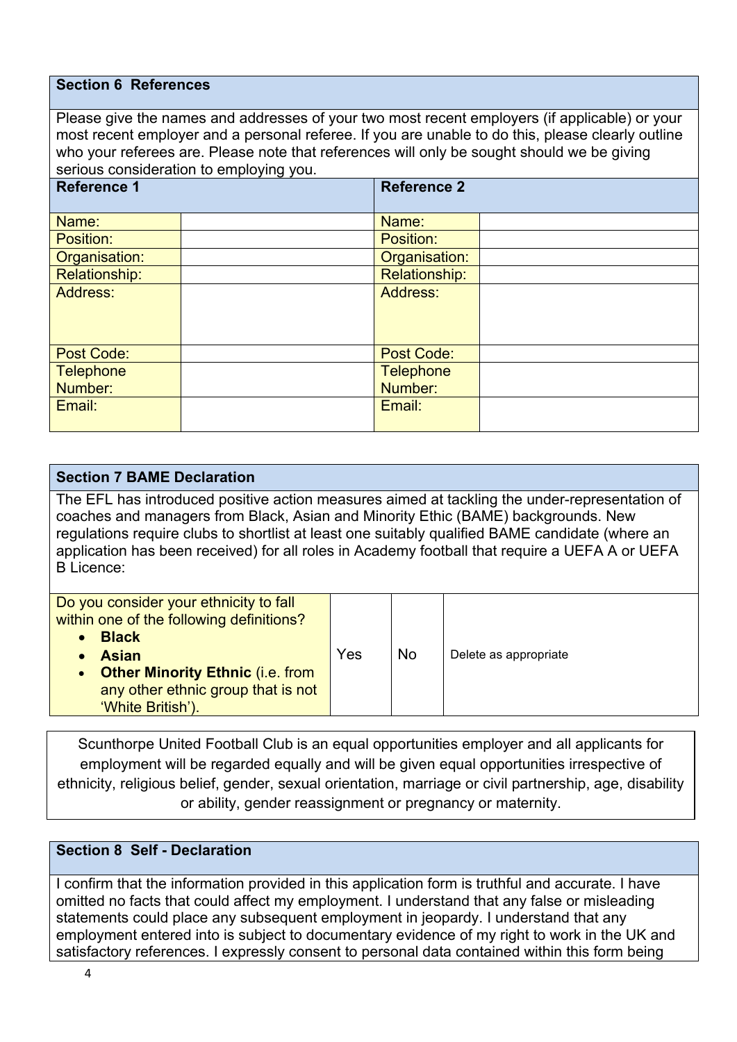## Section 6 References

Please give the names and addresses of your two most recent employers (if applicable) or your most recent employer and a personal referee. If you are unable to do this, please clearly outline who your referees are. Please note that references will only be sought should we be giving serious consideration to employing you.

| Reference 1 | | Reference 2 | |
|---|---|---|---|
| Name: | | Name: | |
| Position: | | Position: | |
| Organisation: | | Organisation: | |
| Relationship: | | Relationship: | |
| Address: | | Address: | |
| Post Code: | | Post Code: | |
| Telephone Number: | | Telephone Number: | |
| Email: | | Email: | |

## Section 7 BAME Declaration

The EFL has introduced positive action measures aimed at tackling the under-representation of coaches and managers from Black, Asian and Minority Ethic (BAME) backgrounds. New regulations require clubs to shortlist at least one suitably qualified BAME candidate (where an application has been received) for all roles in Academy football that require a UEFA A or UEFA B Licence:

| Do you consider your ethnicity to fall within one of the following definitions? <br> • **Black** <br> • **Asian** <br> • **Other Minority Ethnic** (i.e. from any other ethnic group that is not 'White British'). | Yes | No | Delete as appropriate |
|---|---|---|---|

Scunthorpe United Football Club is an equal opportunities employer and all applicants for employment will be regarded equally and will be given equal opportunities irrespective of ethnicity, religious belief, gender, sexual orientation, marriage or civil partnership, age, disability or ability, gender reassignment or pregnancy or maternity.

## Section 8 Self - Declaration

I confirm that the information provided in this application form is truthful and accurate. I have omitted no facts that could affect my employment. I understand that any false or misleading statements could place any subsequent employment in jeopardy. I understand that any employment entered into is subject to documentary evidence of my right to work in the UK and satisfactory references. I expressly consent to personal data contained within this form being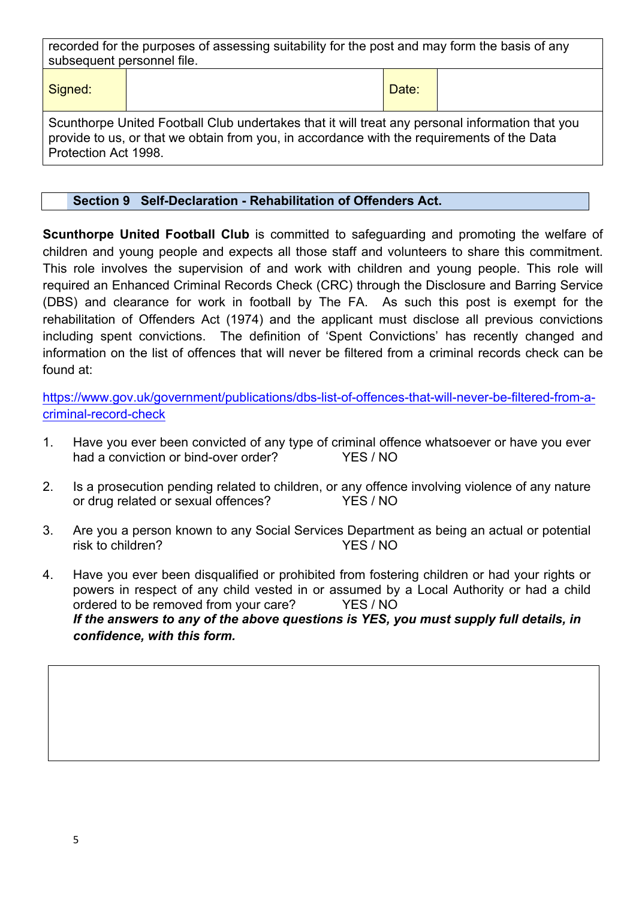| recorded for the purposes of assessing suitability for the post and may form the basis of any subsequent personnel file. | | | |
|---|---|---|---|
| Signed: | | Date: | |
| Scunthorpe United Football Club undertakes that it will treat any personal information that you provide to us, or that we obtain from you, in accordance with the requirements of the Data Protection Act 1998. | | | |

## Section 9 Self-Declaration - Rehabilitation of Offenders Act.

**Scunthorpe United Football Club** is committed to safeguarding and promoting the welfare of children and young people and expects all those staff and volunteers to share this commitment. This role involves the supervision of and work with children and young people. This role will required an Enhanced Criminal Records Check (CRC) through the Disclosure and Barring Service (DBS) and clearance for work in football by The FA. As such this post is exempt for the rehabilitation of Offenders Act (1974) and the applicant must disclose all previous convictions including spent convictions. The definition of 'Spent Convictions' has recently changed and information on the list of offences that will never be filtered from a criminal records check can be found at:

https://www.gov.uk/government/publications/dbs-list-of-offences-that-will-never-be-filtered-from-a-criminal-record-check

1. Have you ever been convicted of any type of criminal offence whatsoever or have you ever had a conviction or bind-over order? YES / NO

2. Is a prosecution pending related to children, or any offence involving violence of any nature or drug related or sexual offences? YES / NO

3. Are you a person known to any Social Services Department as being an actual or potential risk to children? YES / NO

4. Have you ever been disqualified or prohibited from fostering children or had your rights or powers in respect of any child vested in or assumed by a Local Authority or had a child ordered to be removed from your care? YES / NO

***If the answers to any of the above questions is YES, you must supply full details, in confidence, with this form.***

| |
|---|
| |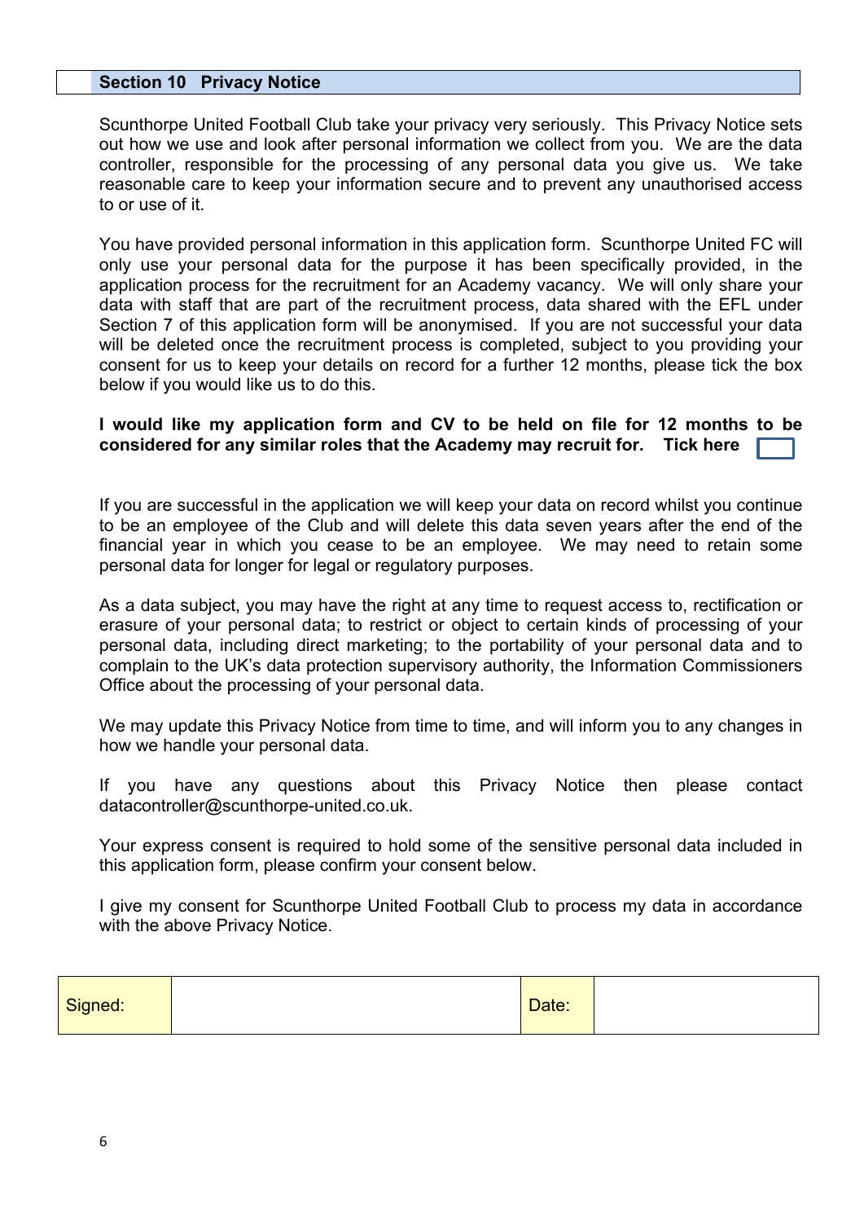## Section 10 Privacy Notice

Scunthorpe United Football Club take your privacy very seriously. This Privacy Notice sets out how we use and look after personal information we collect from you. We are the data controller, responsible for the processing of any personal data you give us. We take reasonable care to keep your information secure and to prevent any unauthorised access to or use of it.

You have provided personal information in this application form. Scunthorpe United FC will only use your personal data for the purpose it has been specifically provided, in the application process for the recruitment for an Academy vacancy. We will only share your data with staff that are part of the recruitment process, data shared with the EFL under Section 7 of this application form will be anonymised. If you are not successful your data will be deleted once the recruitment process is completed, subject to you providing your consent for us to keep your details on record for a further 12 months, please tick the box below if you would like us to do this.

**I would like my application form and CV to be held on file for 12 months to be considered for any similar roles that the Academy may recruit for. Tick here** ☐

If you are successful in the application we will keep your data on record whilst you continue to be an employee of the Club and will delete this data seven years after the end of the financial year in which you cease to be an employee. We may need to retain some personal data for longer for legal or regulatory purposes.

As a data subject, you may have the right at any time to request access to, rectification or erasure of your personal data; to restrict or object to certain kinds of processing of your personal data, including direct marketing; to the portability of your personal data and to complain to the UK's data protection supervisory authority, the Information Commissioners Office about the processing of your personal data.

We may update this Privacy Notice from time to time, and will inform you to any changes in how we handle your personal data.

If you have any questions about this Privacy Notice then please contact datacontroller@scunthorpe-united.co.uk.

Your express consent is required to hold some of the sensitive personal data included in this application form, please confirm your consent below.

I give my consent for Scunthorpe United Football Club to process my data in accordance with the above Privacy Notice.

| Signed: | | Date: | |
|---|---|---|---|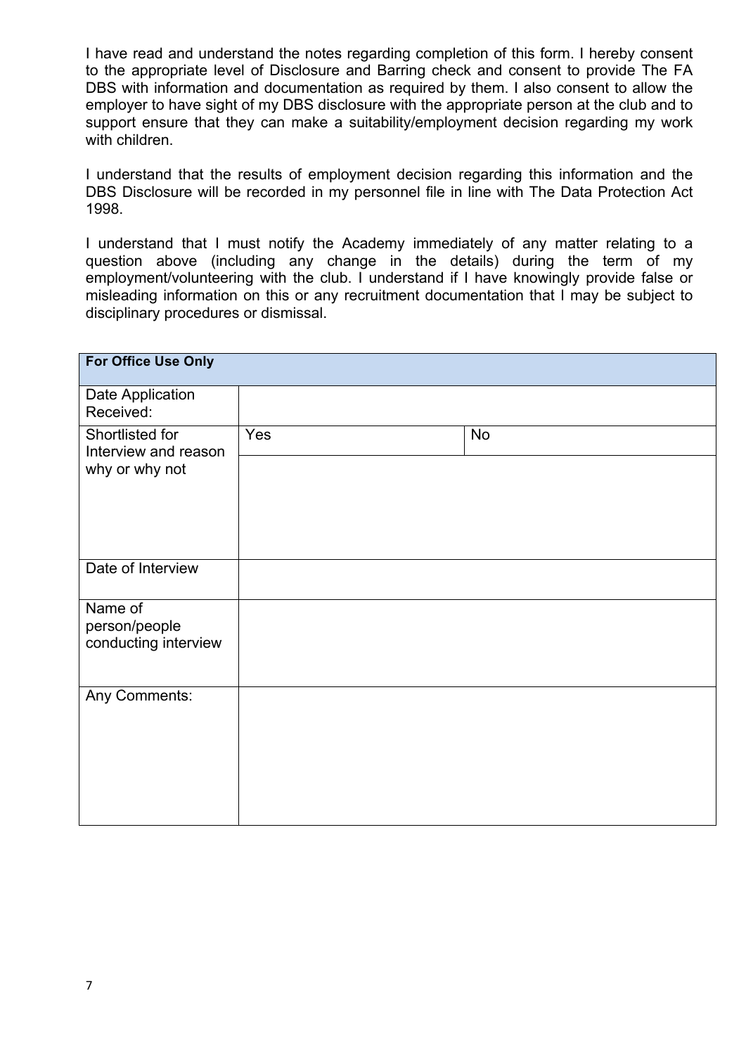I have read and understand the notes regarding completion of this form. I hereby consent to the appropriate level of Disclosure and Barring check and consent to provide The FA DBS with information and documentation as required by them. I also consent to allow the employer to have sight of my DBS disclosure with the appropriate person at the club and to support ensure that they can make a suitability/employment decision regarding my work with children.

I understand that the results of employment decision regarding this information and the DBS Disclosure will be recorded in my personnel file in line with The Data Protection Act 1998.

I understand that I must notify the Academy immediately of any matter relating to a question above (including any change in the details) during the term of my employment/volunteering with the club. I understand if I have knowingly provide false or misleading information on this or any recruitment documentation that I may be subject to disciplinary procedures or dismissal.

| **For Office Use Only** | | |
|---|---|---|
| Date Application Received: | | |
| Shortlisted for Interview and reason why or why not | Yes | No |
| | | |
| Date of Interview | | |
| Name of person/people conducting interview | | |
| Any Comments: | | |